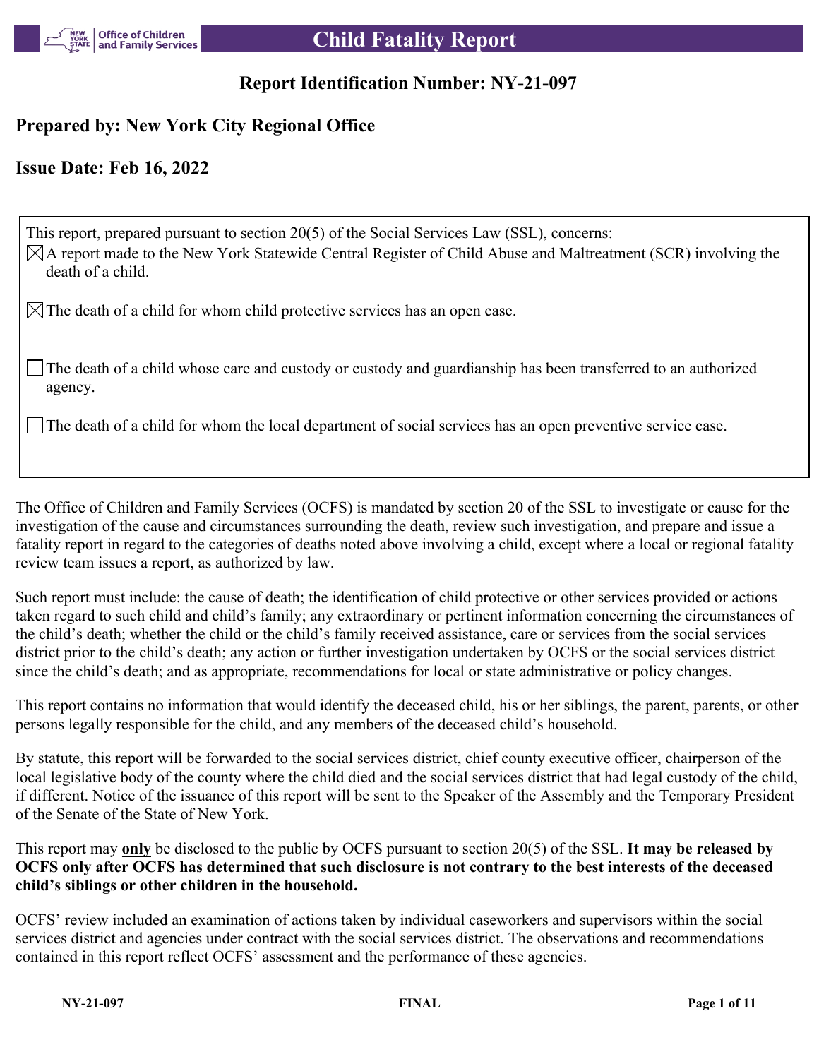# Child Fatality Report

## Report Identification Number: NY-21-097

## Prepared by: New York City Regional Office

## Issue Date: Feb 16, 2022

This report, prepared pursuant to section 20(5) of the Social Services Law (SSL), concerns:

- ☒ A report made to the New York Statewide Central Register of Child Abuse and Maltreatment (SCR) involving the death of a child.
- ☒ The death of a child for whom child protective services has an open case.
- ☐ The death of a child whose care and custody or custody and guardianship has been transferred to an authorized agency.
- ☐ The death of a child for whom the local department of social services has an open preventive service case.

The Office of Children and Family Services (OCFS) is mandated by section 20 of the SSL to investigate or cause for the investigation of the cause and circumstances surrounding the death, review such investigation, and prepare and issue a fatality report in regard to the categories of deaths noted above involving a child, except where a local or regional fatality review team issues a report, as authorized by law.

Such report must include: the cause of death; the identification of child protective or other services provided or actions taken regard to such child and child's family; any extraordinary or pertinent information concerning the circumstances of the child's death; whether the child or the child's family received assistance, care or services from the social services district prior to the child's death; any action or further investigation undertaken by OCFS or the social services district since the child's death; and as appropriate, recommendations for local or state administrative or policy changes.

This report contains no information that would identify the deceased child, his or her siblings, the parent, parents, or other persons legally responsible for the child, and any members of the deceased child's household.

By statute, this report will be forwarded to the social services district, chief county executive officer, chairperson of the local legislative body of the county where the child died and the social services district that had legal custody of the child, if different. Notice of the issuance of this report will be sent to the Speaker of the Assembly and the Temporary President of the Senate of the State of New York.

This report may <u>**only**</u> be disclosed to the public by OCFS pursuant to section 20(5) of the SSL. **It may be released by OCFS only after OCFS has determined that such disclosure is not contrary to the best interests of the deceased child's siblings or other children in the household.**

OCFS' review included an examination of actions taken by individual caseworkers and supervisors within the social services district and agencies under contract with the social services district. The observations and recommendations contained in this report reflect OCFS' assessment and the performance of these agencies.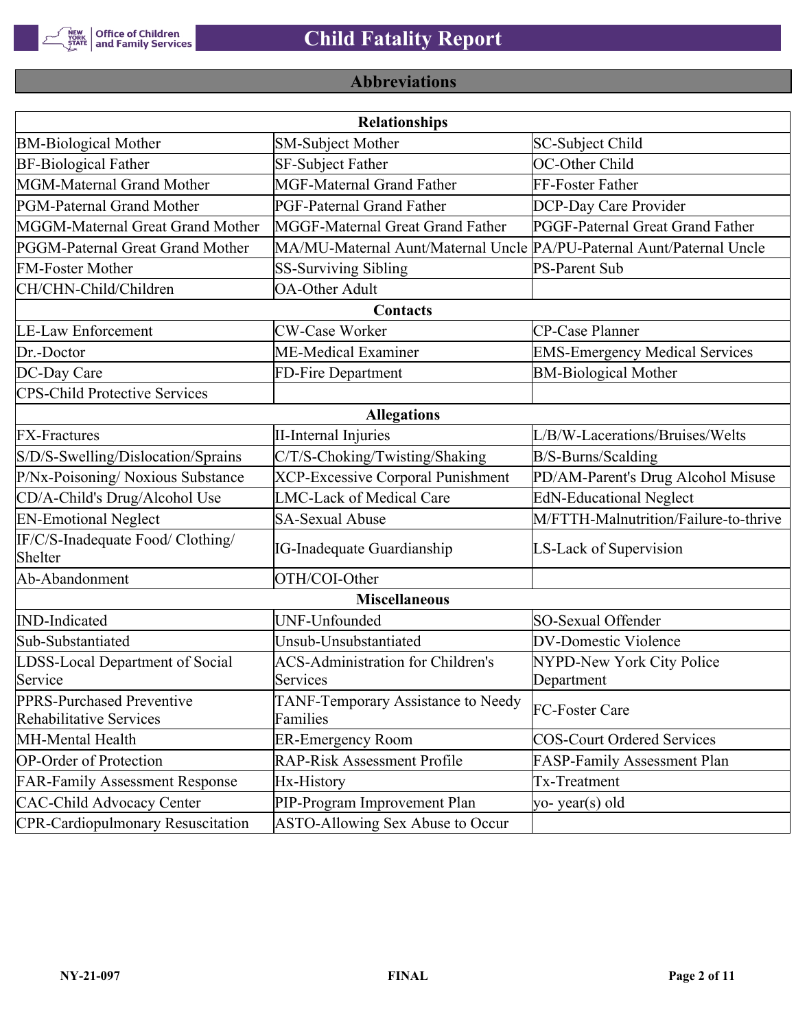## Abbreviations

| Relationships | | |
|---|---|---|
| BM-Biological Mother | SM-Subject Mother | SC-Subject Child |
| BF-Biological Father | SF-Subject Father | OC-Other Child |
| MGM-Maternal Grand Mother | MGF-Maternal Grand Father | FF-Foster Father |
| PGM-Paternal Grand Mother | PGF-Paternal Grand Father | DCP-Day Care Provider |
| MGGM-Maternal Great Grand Mother | MGGF-Maternal Great Grand Father | PGGF-Paternal Great Grand Father |
| PGGM-Paternal Great Grand Mother | MA/MU-Maternal Aunt/Maternal Uncle | PA/PU-Paternal Aunt/Paternal Uncle |
| FM-Foster Mother | SS-Surviving Sibling | PS-Parent Sub |
| CH/CHN-Child/Children | OA-Other Adult | |
| **Contacts** | | |
| LE-Law Enforcement | CW-Case Worker | CP-Case Planner |
| Dr.-Doctor | ME-Medical Examiner | EMS-Emergency Medical Services |
| DC-Day Care | FD-Fire Department | BM-Biological Mother |
| CPS-Child Protective Services | | |
| **Allegations** | | |
| FX-Fractures | II-Internal Injuries | L/B/W-Lacerations/Bruises/Welts |
| S/D/S-Swelling/Dislocation/Sprains | C/T/S-Choking/Twisting/Shaking | B/S-Burns/Scalding |
| P/Nx-Poisoning/ Noxious Substance | XCP-Excessive Corporal Punishment | PD/AM-Parent's Drug Alcohol Misuse |
| CD/A-Child's Drug/Alcohol Use | LMC-Lack of Medical Care | EdN-Educational Neglect |
| EN-Emotional Neglect | SA-Sexual Abuse | M/FTTH-Malnutrition/Failure-to-thrive |
| IF/C/S-Inadequate Food/ Clothing/ Shelter | IG-Inadequate Guardianship | LS-Lack of Supervision |
| Ab-Abandonment | OTH/COI-Other | |
| **Miscellaneous** | | |
| IND-Indicated | UNF-Unfounded | SO-Sexual Offender |
| Sub-Substantiated | Unsub-Unsubstantiated | DV-Domestic Violence |
| LDSS-Local Department of Social Service | ACS-Administration for Children's Services | NYPD-New York City Police Department |
| PPRS-Purchased Preventive Rehabilitative Services | TANF-Temporary Assistance to Needy Families | FC-Foster Care |
| MH-Mental Health | ER-Emergency Room | COS-Court Ordered Services |
| OP-Order of Protection | RAP-Risk Assessment Profile | FASP-Family Assessment Plan |
| FAR-Family Assessment Response | Hx-History | Tx-Treatment |
| CAC-Child Advocacy Center | PIP-Program Improvement Plan | yo- year(s) old |
| CPR-Cardiopulmonary Resuscitation | ASTO-Allowing Sex Abuse to Occur | |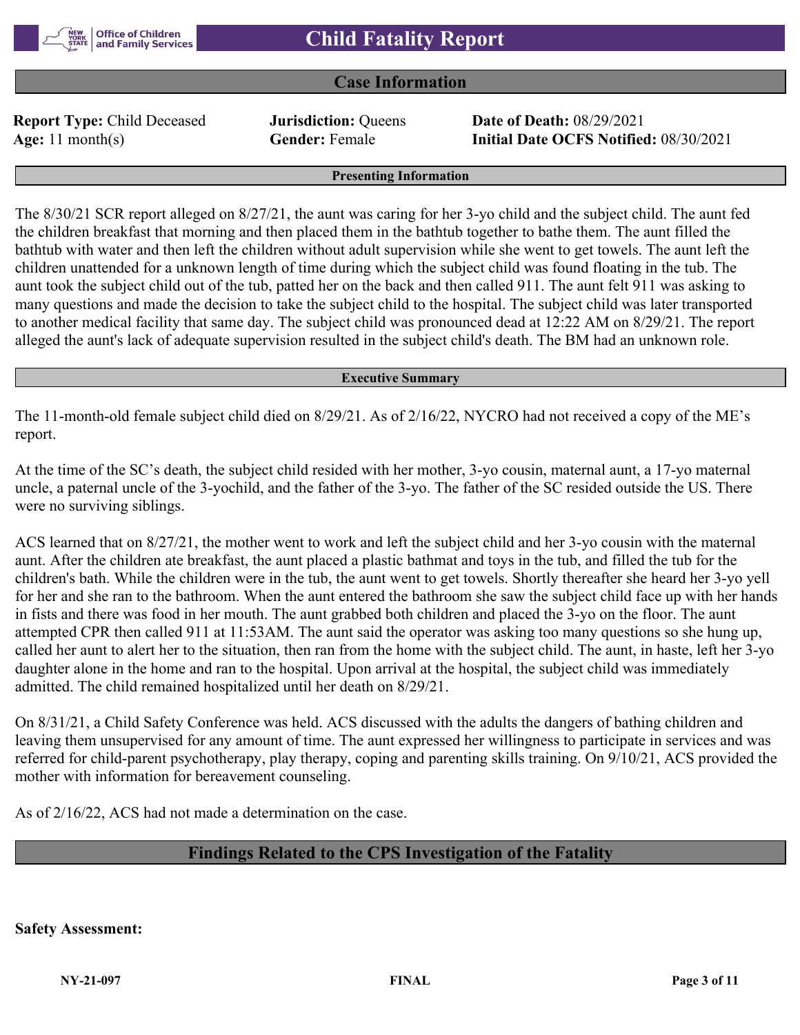## Case Information

**Report Type:** Child Deceased
**Age:** 11 month(s)
**Jurisdiction:** Queens
**Gender:** Female
**Date of Death:** 08/29/2021
**Initial Date OCFS Notified:** 08/30/2021

### Presenting Information

The 8/30/21 SCR report alleged on 8/27/21, the aunt was caring for her 3-yo child and the subject child. The aunt fed the children breakfast that morning and then placed them in the bathtub together to bathe them. The aunt filled the bathtub with water and then left the children without adult supervision while she went to get towels. The aunt left the children unattended for a unknown length of time during which the subject child was found floating in the tub. The aunt took the subject child out of the tub, patted her on the back and then called 911. The aunt felt 911 was asking to many questions and made the decision to take the subject child to the hospital. The subject child was later transported to another medical facility that same day. The subject child was pronounced dead at 12:22 AM on 8/29/21. The report alleged the aunt's lack of adequate supervision resulted in the subject child's death. The BM had an unknown role.

### Executive Summary

The 11-month-old female subject child died on 8/29/21. As of 2/16/22, NYCRO had not received a copy of the ME's report.

At the time of the SC's death, the subject child resided with her mother, 3-yo cousin, maternal aunt, a 17-yo maternal uncle, a paternal uncle of the 3-yochild, and the father of the 3-yo. The father of the SC resided outside the US. There were no surviving siblings.

ACS learned that on 8/27/21, the mother went to work and left the subject child and her 3-yo cousin with the maternal aunt. After the children ate breakfast, the aunt placed a plastic bathmat and toys in the tub, and filled the tub for the children's bath. While the children were in the tub, the aunt went to get towels. Shortly thereafter she heard her 3-yo yell for her and she ran to the bathroom. When the aunt entered the bathroom she saw the subject child face up with her hands in fists and there was food in her mouth. The aunt grabbed both children and placed the 3-yo on the floor. The aunt attempted CPR then called 911 at 11:53AM. The aunt said the operator was asking too many questions so she hung up, called her aunt to alert her to the situation, then ran from the home with the subject child. The aunt, in haste, left her 3-yo daughter alone in the home and ran to the hospital. Upon arrival at the hospital, the subject child was immediately admitted. The child remained hospitalized until her death on 8/29/21.

On 8/31/21, a Child Safety Conference was held. ACS discussed with the adults the dangers of bathing children and leaving them unsupervised for any amount of time. The aunt expressed her willingness to participate in services and was referred for child-parent psychotherapy, play therapy, coping and parenting skills training. On 9/10/21, ACS provided the mother with information for bereavement counseling.

As of 2/16/22, ACS had not made a determination on the case.

## Findings Related to the CPS Investigation of the Fatality

**Safety Assessment:**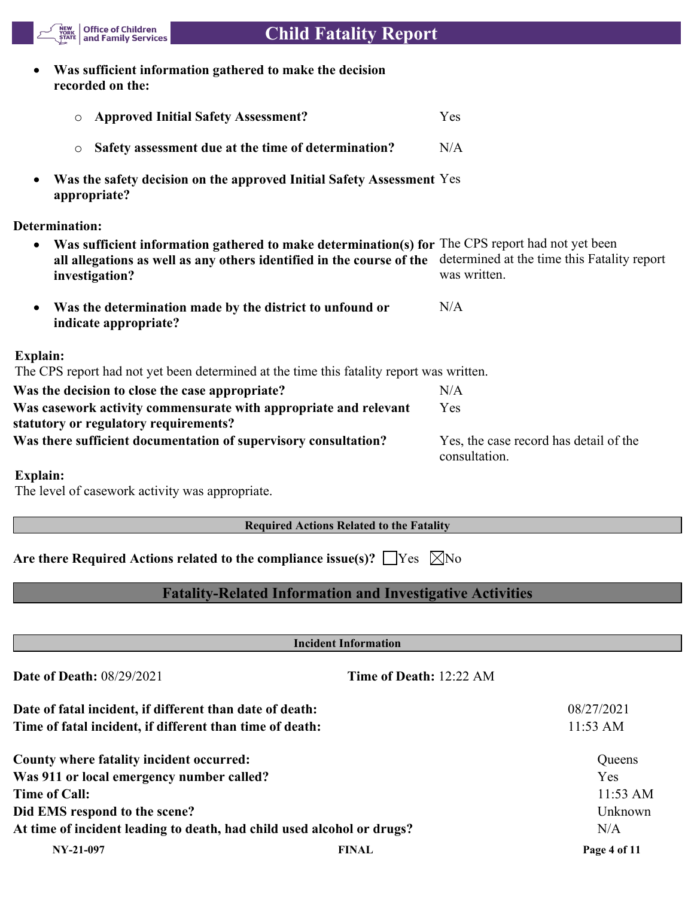- **Was sufficient information gathered to make the decision recorded on the:**
  - **Approved Initial Safety Assessment?** Yes
  - **Safety assessment due at the time of determination?** N/A
- **Was the safety decision on the approved Initial Safety Assessment appropriate?** Yes

**Determination:**

- **Was sufficient information gathered to make determination(s) for all allegations as well as any others identified in the course of the investigation?** The CPS report had not yet been determined at the time this Fatality report was written.
- **Was the determination made by the district to unfound or indicate appropriate?** N/A

**Explain:**
The CPS report had not yet been determined at the time this fatality report was written.

| | |
|---|---|
| **Was the decision to close the case appropriate?** | N/A |
| **Was casework activity commensurate with appropriate and relevant statutory or regulatory requirements?** | Yes |
| **Was there sufficient documentation of supervisory consultation?** | Yes, the case record has detail of the consultation. |

**Explain:**
The level of casework activity was appropriate.

### Required Actions Related to the Fatality

**Are there Required Actions related to the compliance issue(s)?** ☐ Yes ☒ No

## Fatality-Related Information and Investigative Activities

### Incident Information

**Date of Death:** 08/29/2021 **Time of Death:** 12:22 AM

| | |
|---|---|
| **Date of fatal incident, if different than date of death:** | 08/27/2021 |
| **Time of fatal incident, if different than time of death:** | 11:53 AM |
| **County where fatality incident occurred:** | Queens |
| **Was 911 or local emergency number called?** | Yes |
| **Time of Call:** | 11:53 AM |
| **Did EMS respond to the scene?** | Unknown |
| **At time of incident leading to death, had child used alcohol or drugs?** | N/A |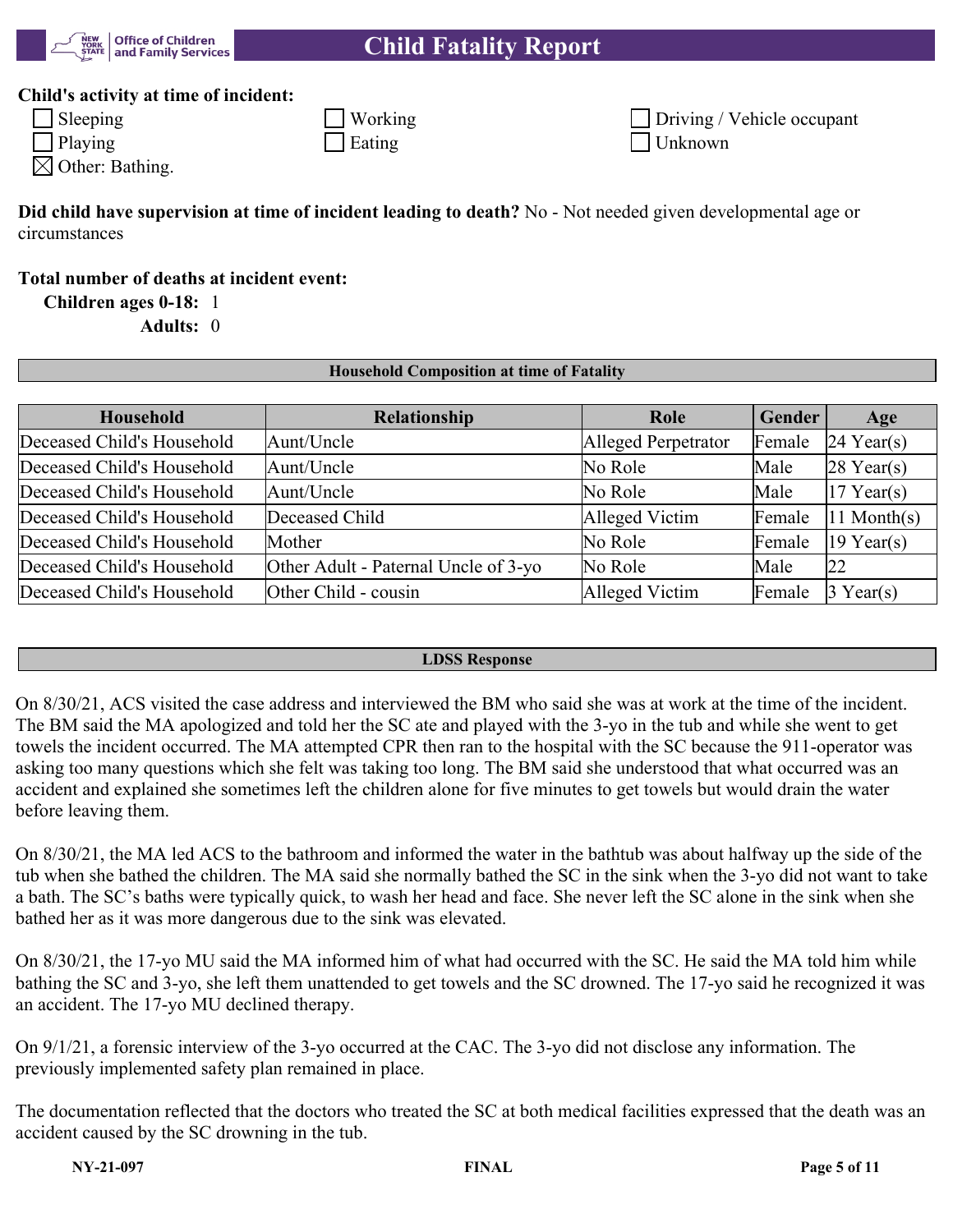**Child's activity at time of incident:**

- ☐ Sleeping
- ☐ Working
- ☐ Driving / Vehicle occupant
- ☐ Playing
- ☐ Eating
- ☐ Unknown
- ☒ Other: Bathing.

**Did child have supervision at time of incident leading to death?** No - Not needed given developmental age or circumstances

**Total number of deaths at incident event:**

**Children ages 0-18:** 1

**Adults:** 0

### Household Composition at time of Fatality

| Household | Relationship | Role | Gender | Age |
|---|---|---|---|---|
| Deceased Child's Household | Aunt/Uncle | Alleged Perpetrator | Female | 24 Year(s) |
| Deceased Child's Household | Aunt/Uncle | No Role | Male | 28 Year(s) |
| Deceased Child's Household | Aunt/Uncle | No Role | Male | 17 Year(s) |
| Deceased Child's Household | Deceased Child | Alleged Victim | Female | 11 Month(s) |
| Deceased Child's Household | Mother | No Role | Female | 19 Year(s) |
| Deceased Child's Household | Other Adult - Paternal Uncle of 3-yo | No Role | Male | 22 |
| Deceased Child's Household | Other Child - cousin | Alleged Victim | Female | 3 Year(s) |

### LDSS Response

On 8/30/21, ACS visited the case address and interviewed the BM who said she was at work at the time of the incident. The BM said the MA apologized and told her the SC ate and played with the 3-yo in the tub and while she went to get towels the incident occurred. The MA attempted CPR then ran to the hospital with the SC because the 911-operator was asking too many questions which she felt was taking too long. The BM said she understood that what occurred was an accident and explained she sometimes left the children alone for five minutes to get towels but would drain the water before leaving them.

On 8/30/21, the MA led ACS to the bathroom and informed the water in the bathtub was about halfway up the side of the tub when she bathed the children. The MA said she normally bathed the SC in the sink when the 3-yo did not want to take a bath. The SC's baths were typically quick, to wash her head and face. She never left the SC alone in the sink when she bathed her as it was more dangerous due to the sink was elevated.

On 8/30/21, the 17-yo MU said the MA informed him of what had occurred with the SC. He said the MA told him while bathing the SC and 3-yo, she left them unattended to get towels and the SC drowned. The 17-yo said he recognized it was an accident. The 17-yo MU declined therapy.

On 9/1/21, a forensic interview of the 3-yo occurred at the CAC. The 3-yo did not disclose any information. The previously implemented safety plan remained in place.

The documentation reflected that the doctors who treated the SC at both medical facilities expressed that the death was an accident caused by the SC drowning in the tub.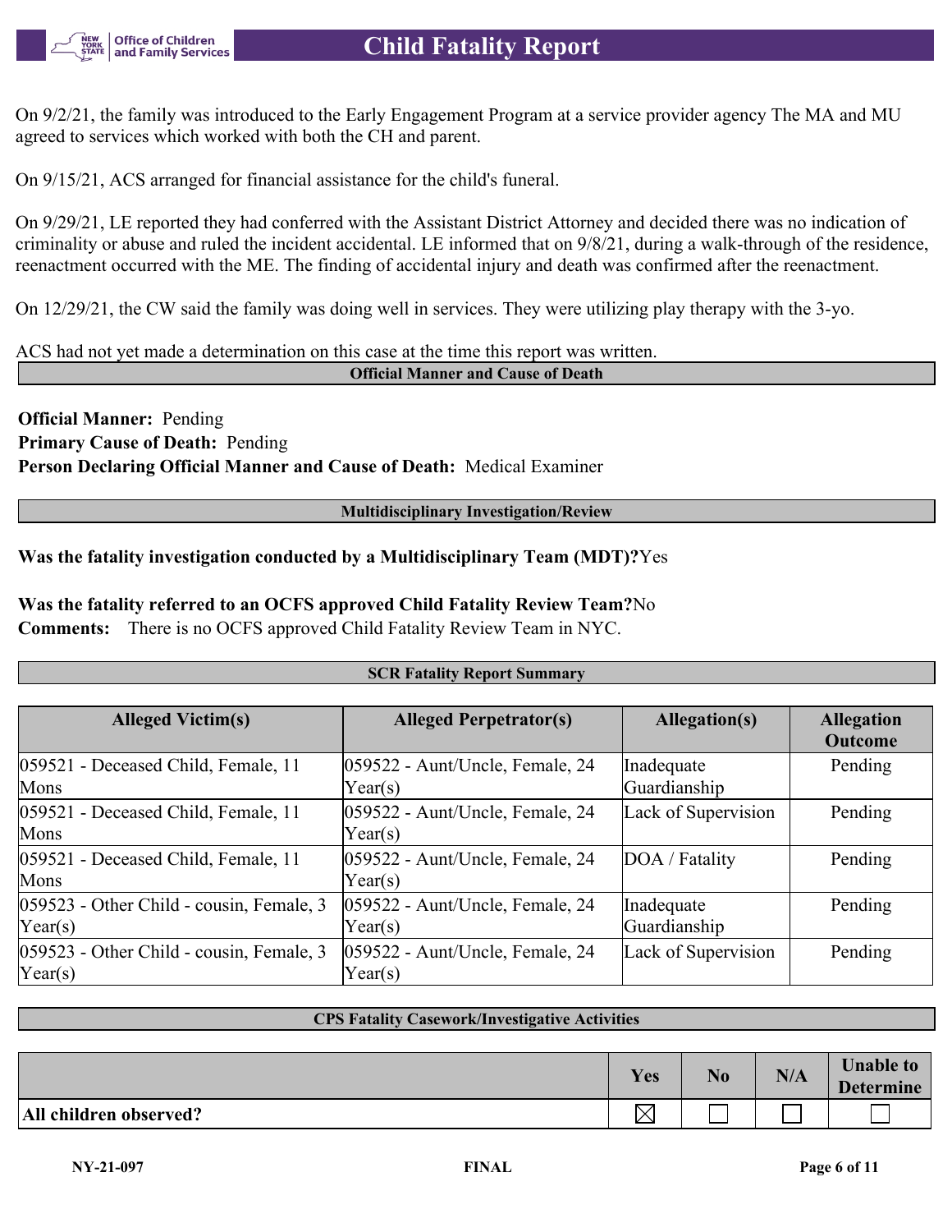On 9/2/21, the family was introduced to the Early Engagement Program at a service provider agency The MA and MU agreed to services which worked with both the CH and parent.

On 9/15/21, ACS arranged for financial assistance for the child's funeral.

On 9/29/21, LE reported they had conferred with the Assistant District Attorney and decided there was no indication of criminality or abuse and ruled the incident accidental. LE informed that on 9/8/21, during a walk-through of the residence, reenactment occurred with the ME. The finding of accidental injury and death was confirmed after the reenactment.

On 12/29/21, the CW said the family was doing well in services. They were utilizing play therapy with the 3-yo.

ACS had not yet made a determination on this case at the time this report was written.

## Official Manner and Cause of Death

**Official Manner:** Pending
**Primary Cause of Death:** Pending
**Person Declaring Official Manner and Cause of Death:** Medical Examiner

## Multidisciplinary Investigation/Review

**Was the fatality investigation conducted by a Multidisciplinary Team (MDT)?** Yes

**Was the fatality referred to an OCFS approved Child Fatality Review Team?** No
**Comments:** There is no OCFS approved Child Fatality Review Team in NYC.

## SCR Fatality Report Summary

| Alleged Victim(s) | Alleged Perpetrator(s) | Allegation(s) | Allegation Outcome |
|---|---|---|---|
| 059521 - Deceased Child, Female, 11 Mons | 059522 - Aunt/Uncle, Female, 24 Year(s) | Inadequate Guardianship | Pending |
| 059521 - Deceased Child, Female, 11 Mons | 059522 - Aunt/Uncle, Female, 24 Year(s) | Lack of Supervision | Pending |
| 059521 - Deceased Child, Female, 11 Mons | 059522 - Aunt/Uncle, Female, 24 Year(s) | DOA / Fatality | Pending |
| 059523 - Other Child - cousin, Female, 3 Year(s) | 059522 - Aunt/Uncle, Female, 24 Year(s) | Inadequate Guardianship | Pending |
| 059523 - Other Child - cousin, Female, 3 Year(s) | 059522 - Aunt/Uncle, Female, 24 Year(s) | Lack of Supervision | Pending |

## CPS Fatality Casework/Investigative Activities

| | Yes | No | N/A | Unable to Determine |
|---|---|---|---|---|
| **All children observed?** | ☒ | ☐ | ☐ | ☐ |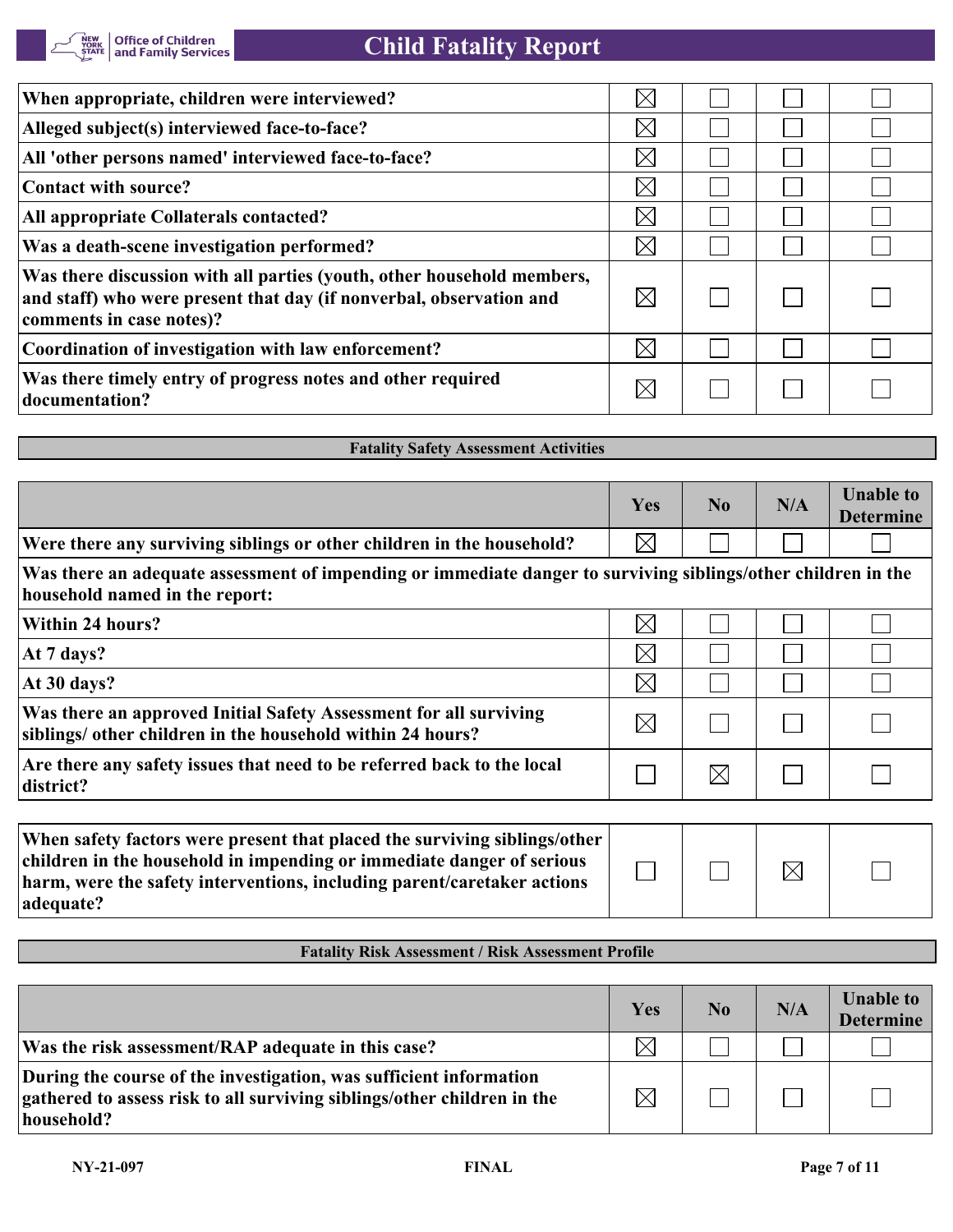| | | | | |
|---|---|---|---|---|
| When appropriate, children were interviewed? | ☒ | ☐ | ☐ | ☐ |
| Alleged subject(s) interviewed face-to-face? | ☒ | ☐ | ☐ | ☐ |
| All 'other persons named' interviewed face-to-face? | ☒ | ☐ | ☐ | ☐ |
| Contact with source? | ☒ | ☐ | ☐ | ☐ |
| All appropriate Collaterals contacted? | ☒ | ☐ | ☐ | ☐ |
| Was a death-scene investigation performed? | ☒ | ☐ | ☐ | ☐ |
| Was there discussion with all parties (youth, other household members, and staff) who were present that day (if nonverbal, observation and comments in case notes)? | ☒ | ☐ | ☐ | ☐ |
| Coordination of investigation with law enforcement? | ☒ | ☐ | ☐ | ☐ |
| Was there timely entry of progress notes and other required documentation? | ☒ | ☐ | ☐ | ☐ |

**Fatality Safety Assessment Activities**

| | Yes | No | N/A | Unable to Determine |
|---|---|---|---|---|
| Were there any surviving siblings or other children in the household? | ☒ | ☐ | ☐ | ☐ |
| Was there an adequate assessment of impending or immediate danger to surviving siblings/other children in the household named in the report: | | | | |
| Within 24 hours? | ☒ | ☐ | ☐ | ☐ |
| At 7 days? | ☒ | ☐ | ☐ | ☐ |
| At 30 days? | ☒ | ☐ | ☐ | ☐ |
| Was there an approved Initial Safety Assessment for all surviving siblings/ other children in the household within 24 hours? | ☒ | ☐ | ☐ | ☐ |
| Are there any safety issues that need to be referred back to the local district? | ☐ | ☒ | ☐ | ☐ |

| | | | | |
|---|---|---|---|---|
| When safety factors were present that placed the surviving siblings/other children in the household in impending or immediate danger of serious harm, were the safety interventions, including parent/caretaker actions adequate? | ☐ | ☐ | ☒ | ☐ |

**Fatality Risk Assessment / Risk Assessment Profile**

| | Yes | No | N/A | Unable to Determine |
|---|---|---|---|---|
| Was the risk assessment/RAP adequate in this case? | ☒ | ☐ | ☐ | ☐ |
| During the course of the investigation, was sufficient information gathered to assess risk to all surviving siblings/other children in the household? | ☒ | ☐ | ☐ | ☐ |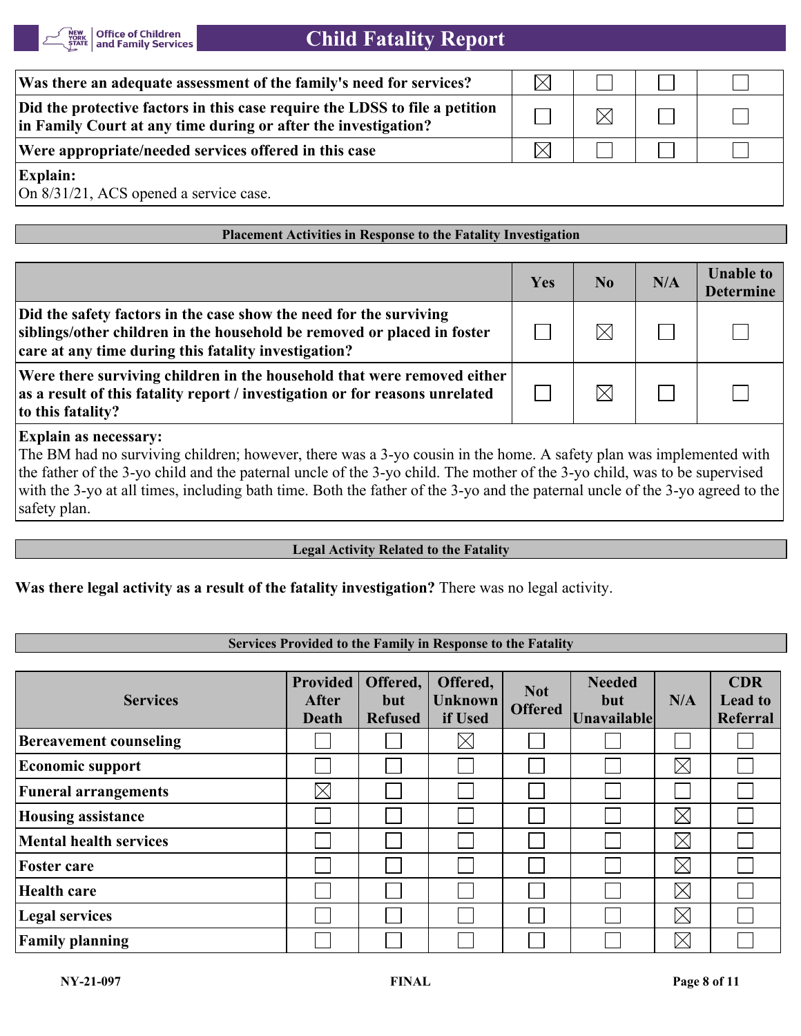| | | | | |
|---|---|---|---|---|
| **Was there an adequate assessment of the family's need for services?** | ☒ | ☐ | ☐ | ☐ |
| **Did the protective factors in this case require the LDSS to file a petition in Family Court at any time during or after the investigation?** | ☐ | ☒ | ☐ | ☐ |
| **Were appropriate/needed services offered in this case** | ☒ | ☐ | ☐ | ☐ |

**Explain:**
On 8/31/21, ACS opened a service case.

## Placement Activities in Response to the Fatality Investigation

| | Yes | No | N/A | Unable to Determine |
|---|---|---|---|---|
| **Did the safety factors in the case show the need for the surviving siblings/other children in the household be removed or placed in foster care at any time during this fatality investigation?** | ☐ | ☒ | ☐ | ☐ |
| **Were there surviving children in the household that were removed either as a result of this fatality report / investigation or for reasons unrelated to this fatality?** | ☐ | ☒ | ☐ | ☐ |

**Explain as necessary:**
The BM had no surviving children; however, there was a 3-yo cousin in the home. A safety plan was implemented with the father of the 3-yo child and the paternal uncle of the 3-yo child. The mother of the 3-yo child, was to be supervised with the 3-yo at all times, including bath time. Both the father of the 3-yo and the paternal uncle of the 3-yo agreed to the safety plan.

## Legal Activity Related to the Fatality

**Was there legal activity as a result of the fatality investigation?** There was no legal activity.

## Services Provided to the Family in Response to the Fatality

| Services | Provided After Death | Offered, but Refused | Offered, Unknown if Used | Not Offered | Needed but Unavailable | N/A | CDR Lead to Referral |
|---|---|---|---|---|---|---|---|
| **Bereavement counseling** | ☐ | ☐ | ☒ | ☐ | ☐ | ☐ | ☐ |
| **Economic support** | ☐ | ☐ | ☐ | ☐ | ☐ | ☒ | ☐ |
| **Funeral arrangements** | ☒ | ☐ | ☐ | ☐ | ☐ | ☐ | ☐ |
| **Housing assistance** | ☐ | ☐ | ☐ | ☐ | ☐ | ☒ | ☐ |
| **Mental health services** | ☐ | ☐ | ☐ | ☐ | ☐ | ☒ | ☐ |
| **Foster care** | ☐ | ☐ | ☐ | ☐ | ☐ | ☒ | ☐ |
| **Health care** | ☐ | ☐ | ☐ | ☐ | ☐ | ☒ | ☐ |
| **Legal services** | ☐ | ☐ | ☐ | ☐ | ☐ | ☒ | ☐ |
| **Family planning** | ☐ | ☐ | ☐ | ☐ | ☐ | ☒ | ☐ |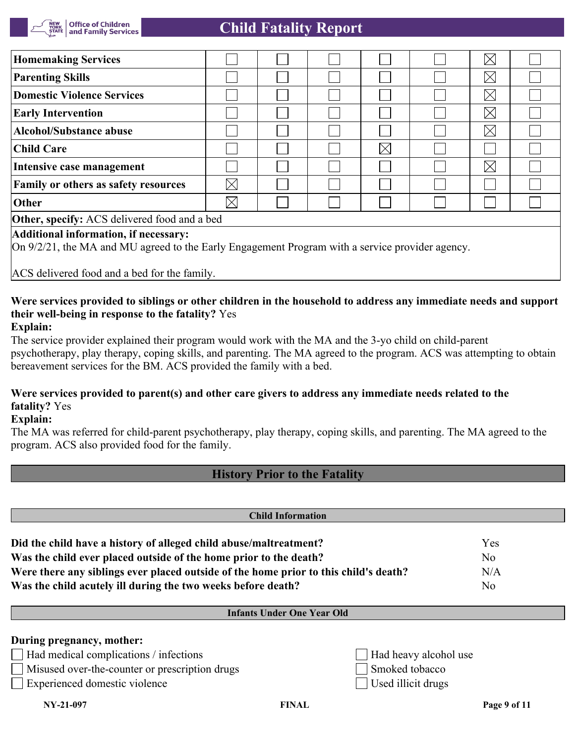| | | | | | | | |
|---|---|---|---|---|---|---|---|
| **Homemaking Services** | ☐ | ☐ | ☐ | ☐ | ☐ | ☒ | ☐ |
| **Parenting Skills** | ☐ | ☐ | ☐ | ☐ | ☐ | ☒ | ☐ |
| **Domestic Violence Services** | ☐ | ☐ | ☐ | ☐ | ☐ | ☒ | ☐ |
| **Early Intervention** | ☐ | ☐ | ☐ | ☐ | ☐ | ☒ | ☐ |
| **Alcohol/Substance abuse** | ☐ | ☐ | ☐ | ☐ | ☐ | ☒ | ☐ |
| **Child Care** | ☐ | ☐ | ☐ | ☒ | ☐ | ☐ | ☐ |
| **Intensive case management** | ☐ | ☐ | ☐ | ☐ | ☐ | ☒ | ☐ |
| **Family or others as safety resources** | ☒ | ☐ | ☐ | ☐ | ☐ | ☐ | ☐ |
| **Other** | ☒ | ☐ | ☐ | ☐ | ☐ | ☐ | ☐ |

**Other, specify:** ACS delivered food and a bed

**Additional information, if necessary:**

On 9/2/21, the MA and MU agreed to the Early Engagement Program with a service provider agency.

ACS delivered food and a bed for the family.

**Were services provided to siblings or other children in the household to address any immediate needs and support their well-being in response to the fatality?** Yes

**Explain:**

The service provider explained their program would work with the MA and the 3-yo child on child-parent psychotherapy, play therapy, coping skills, and parenting. The MA agreed to the program. ACS was attempting to obtain bereavement services for the BM. ACS provided the family with a bed.

**Were services provided to parent(s) and other care givers to address any immediate needs related to the fatality?** Yes

**Explain:**

The MA was referred for child-parent psychotherapy, play therapy, coping skills, and parenting. The MA agreed to the program. ACS also provided food for the family.

## History Prior to the Fatality

### Child Information

| | |
|---|---|
| **Did the child have a history of alleged child abuse/maltreatment?** | Yes |
| **Was the child ever placed outside of the home prior to the death?** | No |
| **Were there any siblings ever placed outside of the home prior to this child's death?** | N/A |
| **Was the child acutely ill during the two weeks before death?** | No |

### Infants Under One Year Old

**During pregnancy, mother:**

- ☐ Had medical complications / infections
- ☐ Misused over-the-counter or prescription drugs
- ☐ Experienced domestic violence
- ☐ Had heavy alcohol use
- ☐ Smoked tobacco
- ☐ Used illicit drugs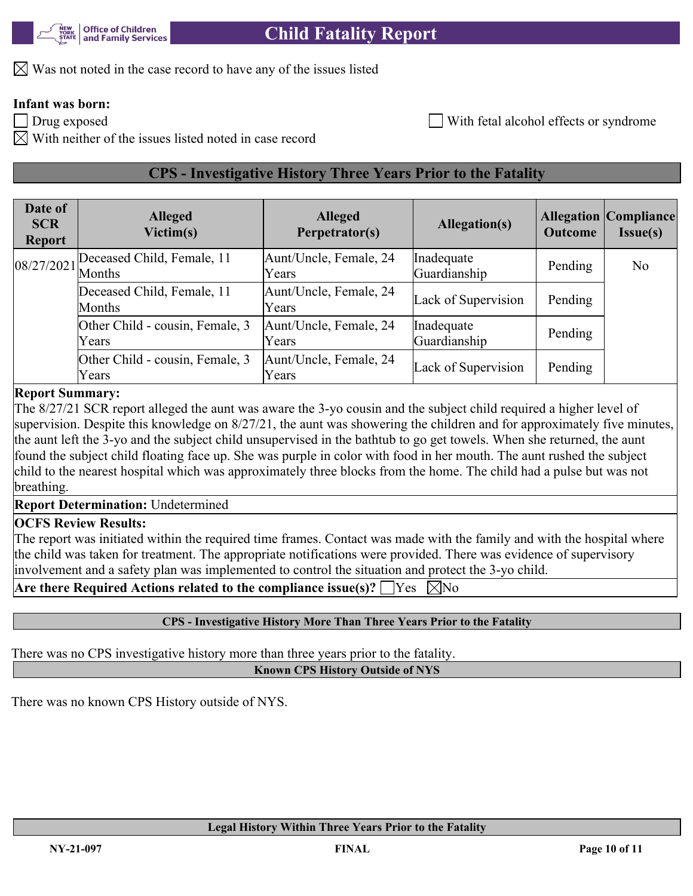☒ Was not noted in the case record to have any of the issues listed

**Infant was born:**

☐ Drug exposed

☐ With fetal alcohol effects or syndrome

☒ With neither of the issues listed noted in case record

## CPS - Investigative History Three Years Prior to the Fatality

| Date of SCR Report | Alleged Victim(s) | Alleged Perpetrator(s) | Allegation(s) | Allegation Outcome | Compliance Issue(s) |
|---|---|---|---|---|---|
| 08/27/2021 | Deceased Child, Female, 11 Months | Aunt/Uncle, Female, 24 Years | Inadequate Guardianship | Pending | No |
| | Deceased Child, Female, 11 Months | Aunt/Uncle, Female, 24 Years | Lack of Supervision | Pending | |
| | Other Child - cousin, Female, 3 Years | Aunt/Uncle, Female, 24 Years | Inadequate Guardianship | Pending | |
| | Other Child - cousin, Female, 3 Years | Aunt/Uncle, Female, 24 Years | Lack of Supervision | Pending | |

**Report Summary:**
The 8/27/21 SCR report alleged the aunt was aware the 3-yo cousin and the subject child required a higher level of supervision. Despite this knowledge on 8/27/21, the aunt was showering the children and for approximately five minutes, the aunt left the 3-yo and the subject child unsupervised in the bathtub to go get towels. When she returned, the aunt found the subject child floating face up. She was purple in color with food in her mouth. The aunt rushed the subject child to the nearest hospital which was approximately three blocks from the home. The child had a pulse but was not breathing.

**Report Determination:** Undetermined

**OCFS Review Results:**
The report was initiated within the required time frames. Contact was made with the family and with the hospital where the child was taken for treatment. The appropriate notifications were provided. There was evidence of supervisory involvement and a safety plan was implemented to control the situation and protect the 3-yo child.

**Are there Required Actions related to the compliance issue(s)?** ☐ Yes ☒ No

## CPS - Investigative History More Than Three Years Prior to the Fatality

There was no CPS investigative history more than three years prior to the fatality.

## Known CPS History Outside of NYS

There was no known CPS History outside of NYS.

## Legal History Within Three Years Prior to the Fatality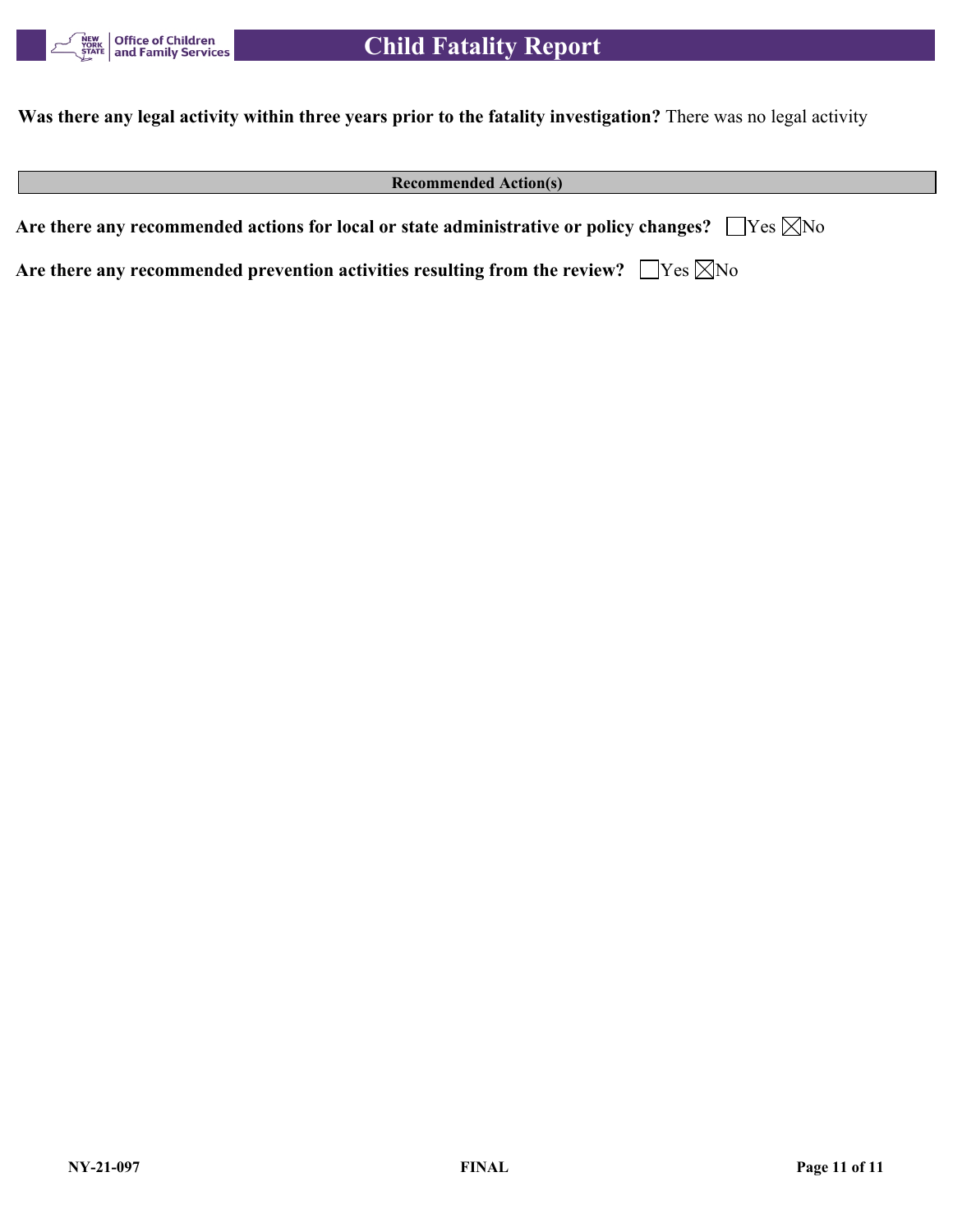**Was there any legal activity within three years prior to the fatality investigation?** There was no legal activity

## Recommended Action(s)

**Are there any recommended actions for local or state administrative or policy changes?** ☐Yes ☒No

**Are there any recommended prevention activities resulting from the review?** ☐Yes ☒No